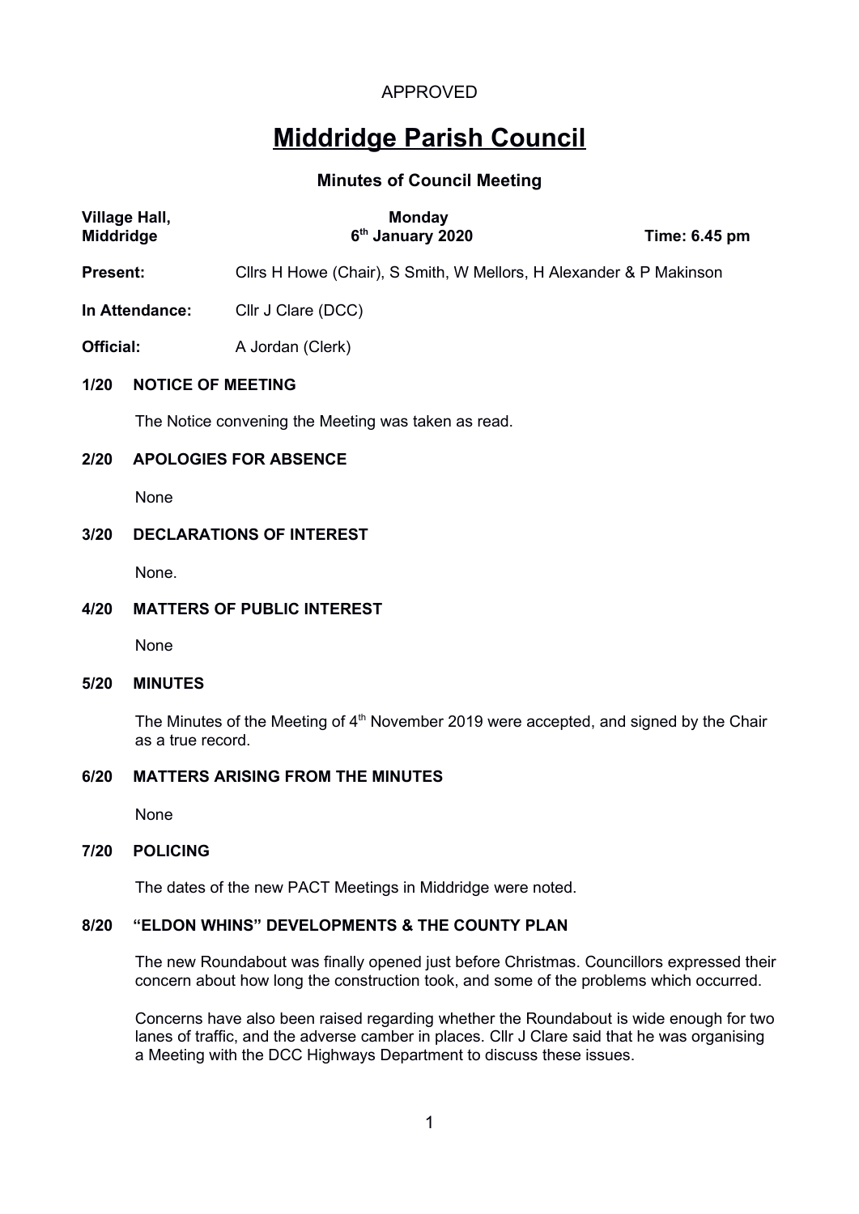APPROVED

# Middridge Parish Council

## Minutes of Council Meeting

| Village Hall, Middridge | Monday 6th January 2020 | Time: 6.45 pm |
|---|---|---|

**Present:** Cllrs H Howe (Chair), S Smith, W Mellors, H Alexander & P Makinson

**In Attendance:** Cllr J Clare (DCC)

**Official:** A Jordan (Clerk)

### 1/20 NOTICE OF MEETING

The Notice convening the Meeting was taken as read.

### 2/20 APOLOGIES FOR ABSENCE

None

### 3/20 DECLARATIONS OF INTEREST

None.

### 4/20 MATTERS OF PUBLIC INTEREST

None

### 5/20 MINUTES

The Minutes of the Meeting of 4th November 2019 were accepted, and signed by the Chair as a true record.

### 6/20 MATTERS ARISING FROM THE MINUTES

None

### 7/20 POLICING

The dates of the new PACT Meetings in Middridge were noted.

### 8/20 "ELDON WHINS" DEVELOPMENTS & THE COUNTY PLAN

The new Roundabout was finally opened just before Christmas. Councillors expressed their concern about how long the construction took, and some of the problems which occurred.

Concerns have also been raised regarding whether the Roundabout is wide enough for two lanes of traffic, and the adverse camber in places. Cllr J Clare said that he was organising a Meeting with the DCC Highways Department to discuss these issues.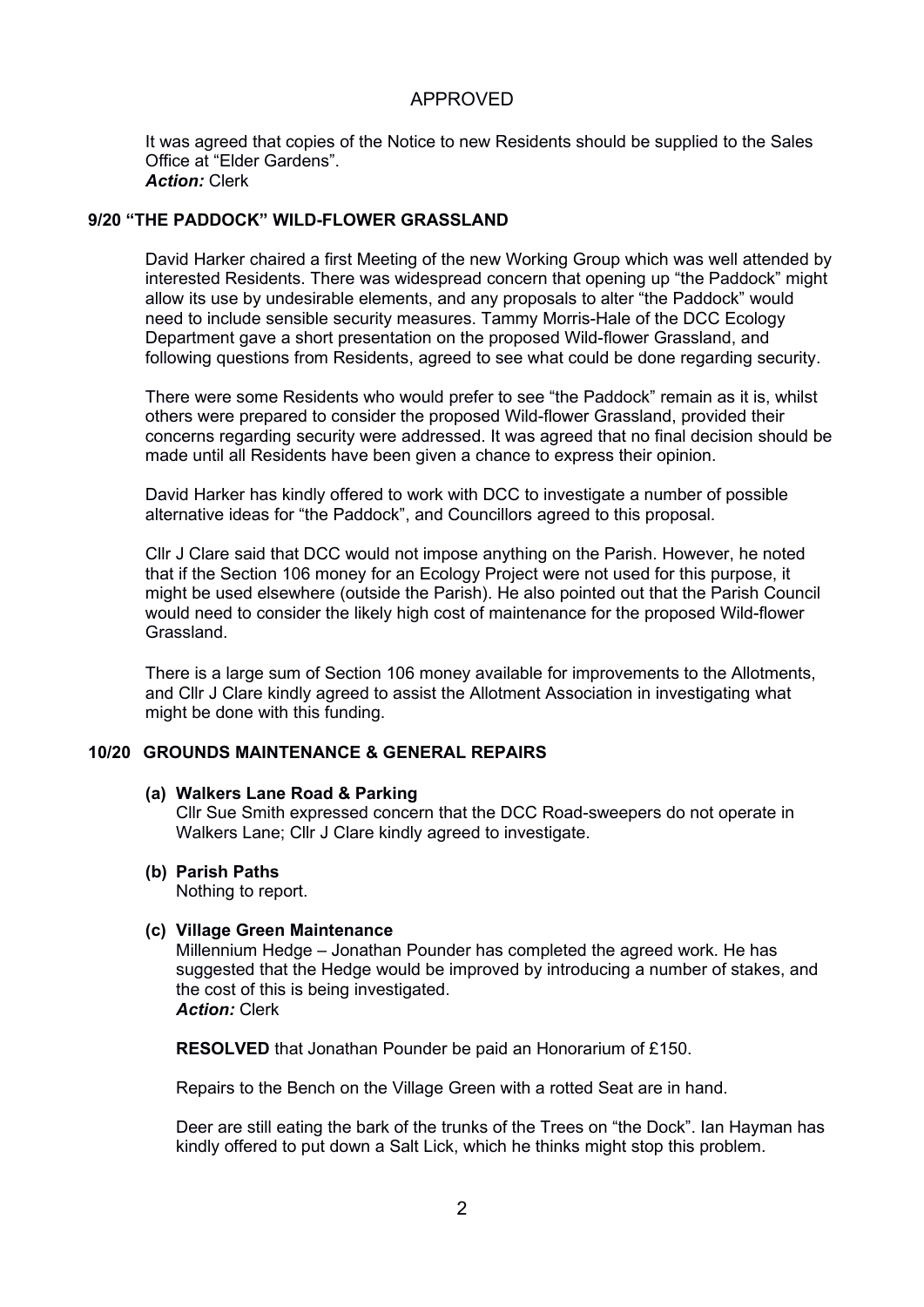APPROVED

It was agreed that copies of the Notice to new Residents should be supplied to the Sales Office at "Elder Gardens".
***Action:*** Clerk

## 9/20 "THE PADDOCK" WILD-FLOWER GRASSLAND

David Harker chaired a first Meeting of the new Working Group which was well attended by interested Residents. There was widespread concern that opening up "the Paddock" might allow its use by undesirable elements, and any proposals to alter "the Paddock" would need to include sensible security measures. Tammy Morris-Hale of the DCC Ecology Department gave a short presentation on the proposed Wild-flower Grassland, and following questions from Residents, agreed to see what could be done regarding security.

There were some Residents who would prefer to see "the Paddock" remain as it is, whilst others were prepared to consider the proposed Wild-flower Grassland, provided their concerns regarding security were addressed. It was agreed that no final decision should be made until all Residents have been given a chance to express their opinion.

David Harker has kindly offered to work with DCC to investigate a number of possible alternative ideas for "the Paddock", and Councillors agreed to this proposal.

Cllr J Clare said that DCC would not impose anything on the Parish. However, he noted that if the Section 106 money for an Ecology Project were not used for this purpose, it might be used elsewhere (outside the Parish). He also pointed out that the Parish Council would need to consider the likely high cost of maintenance for the proposed Wild-flower Grassland.

There is a large sum of Section 106 money available for improvements to the Allotments, and Cllr J Clare kindly agreed to assist the Allotment Association in investigating what might be done with this funding.

## 10/20 GROUNDS MAINTENANCE & GENERAL REPAIRS

**(a) Walkers Lane Road & Parking**
Cllr Sue Smith expressed concern that the DCC Road-sweepers do not operate in Walkers Lane; Cllr J Clare kindly agreed to investigate.

**(b) Parish Paths**
Nothing to report.

**(c) Village Green Maintenance**
Millennium Hedge – Jonathan Pounder has completed the agreed work. He has suggested that the Hedge would be improved by introducing a number of stakes, and the cost of this is being investigated.
***Action:*** Clerk

**RESOLVED** that Jonathan Pounder be paid an Honorarium of £150.

Repairs to the Bench on the Village Green with a rotted Seat are in hand.

Deer are still eating the bark of the trunks of the Trees on "the Dock". Ian Hayman has kindly offered to put down a Salt Lick, which he thinks might stop this problem.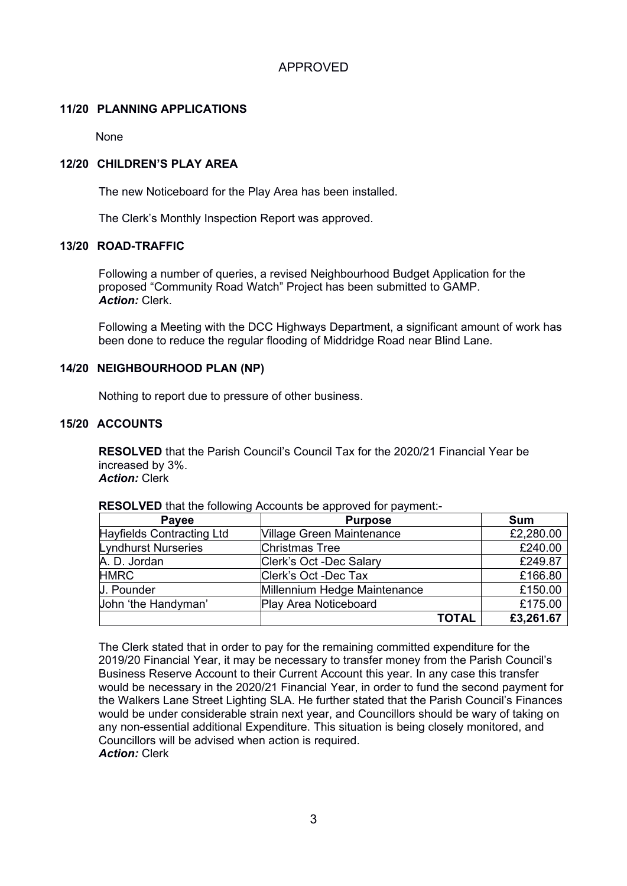APPROVED

### 11/20 PLANNING APPLICATIONS

None

### 12/20 CHILDREN'S PLAY AREA

The new Noticeboard for the Play Area has been installed.

The Clerk's Monthly Inspection Report was approved.

### 13/20 ROAD-TRAFFIC

Following a number of queries, a revised Neighbourhood Budget Application for the proposed "Community Road Watch" Project has been submitted to GAMP.
***Action:*** Clerk.

Following a Meeting with the DCC Highways Department, a significant amount of work has been done to reduce the regular flooding of Middridge Road near Blind Lane.

### 14/20 NEIGHBOURHOOD PLAN (NP)

Nothing to report due to pressure of other business.

### 15/20 ACCOUNTS

**RESOLVED** that the Parish Council's Council Tax for the 2020/21 Financial Year be increased by 3%.
***Action:*** Clerk

**RESOLVED** that the following Accounts be approved for payment:-

| Payee | Purpose | Sum |
|---|---|---|
| Hayfields Contracting Ltd | Village Green Maintenance | £2,280.00 |
| Lyndhurst Nurseries | Christmas Tree | £240.00 |
| A. D. Jordan | Clerk's Oct -Dec Salary | £249.87 |
| HMRC | Clerk's Oct -Dec Tax | £166.80 |
| J. Pounder | Millennium Hedge Maintenance | £150.00 |
| John 'the Handyman' | Play Area Noticeboard | £175.00 |
| | **TOTAL** | **£3,261.67** |

The Clerk stated that in order to pay for the remaining committed expenditure for the 2019/20 Financial Year, it may be necessary to transfer money from the Parish Council's Business Reserve Account to their Current Account this year. In any case this transfer would be necessary in the 2020/21 Financial Year, in order to fund the second payment for the Walkers Lane Street Lighting SLA. He further stated that the Parish Council's Finances would be under considerable strain next year, and Councillors should be wary of taking on any non-essential additional Expenditure. This situation is being closely monitored, and Councillors will be advised when action is required.
***Action:*** Clerk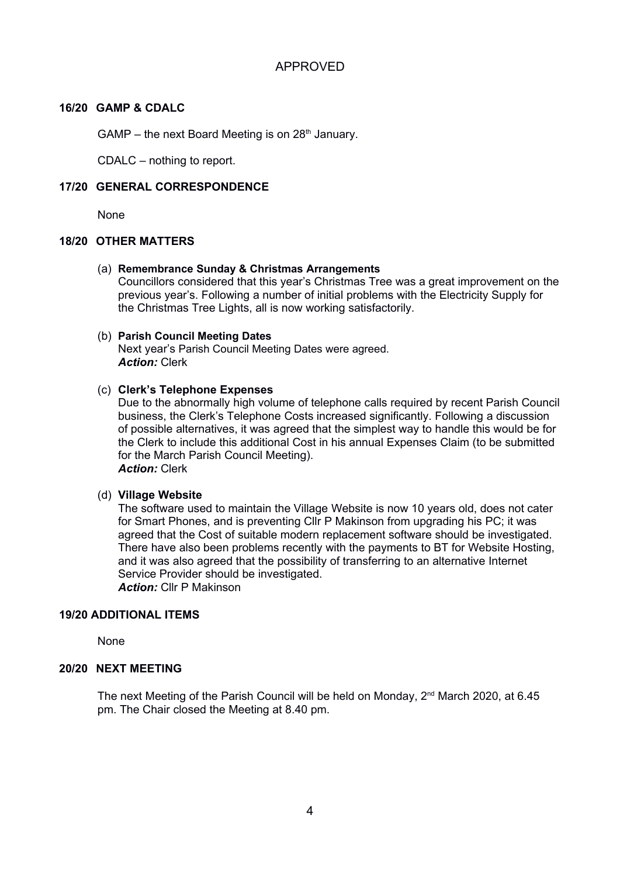APPROVED

### 16/20 GAMP & CDALC

GAMP – the next Board Meeting is on 28th January.

CDALC – nothing to report.

### 17/20 GENERAL CORRESPONDENCE

None

### 18/20 OTHER MATTERS

(a) **Remembrance Sunday & Christmas Arrangements**
Councillors considered that this year's Christmas Tree was a great improvement on the previous year's. Following a number of initial problems with the Electricity Supply for the Christmas Tree Lights, all is now working satisfactorily.

(b) **Parish Council Meeting Dates**
Next year's Parish Council Meeting Dates were agreed.
***Action:*** Clerk

(c) **Clerk's Telephone Expenses**
Due to the abnormally high volume of telephone calls required by recent Parish Council business, the Clerk's Telephone Costs increased significantly. Following a discussion of possible alternatives, it was agreed that the simplest way to handle this would be for the Clerk to include this additional Cost in his annual Expenses Claim (to be submitted for the March Parish Council Meeting).
***Action:*** Clerk

(d) **Village Website**
The software used to maintain the Village Website is now 10 years old, does not cater for Smart Phones, and is preventing Cllr P Makinson from upgrading his PC; it was agreed that the Cost of suitable modern replacement software should be investigated. There have also been problems recently with the payments to BT for Website Hosting, and it was also agreed that the possibility of transferring to an alternative Internet Service Provider should be investigated.
***Action:*** Cllr P Makinson

### 19/20 ADDITIONAL ITEMS

None

### 20/20 NEXT MEETING

The next Meeting of the Parish Council will be held on Monday, 2nd March 2020, at 6.45 pm. The Chair closed the Meeting at 8.40 pm.